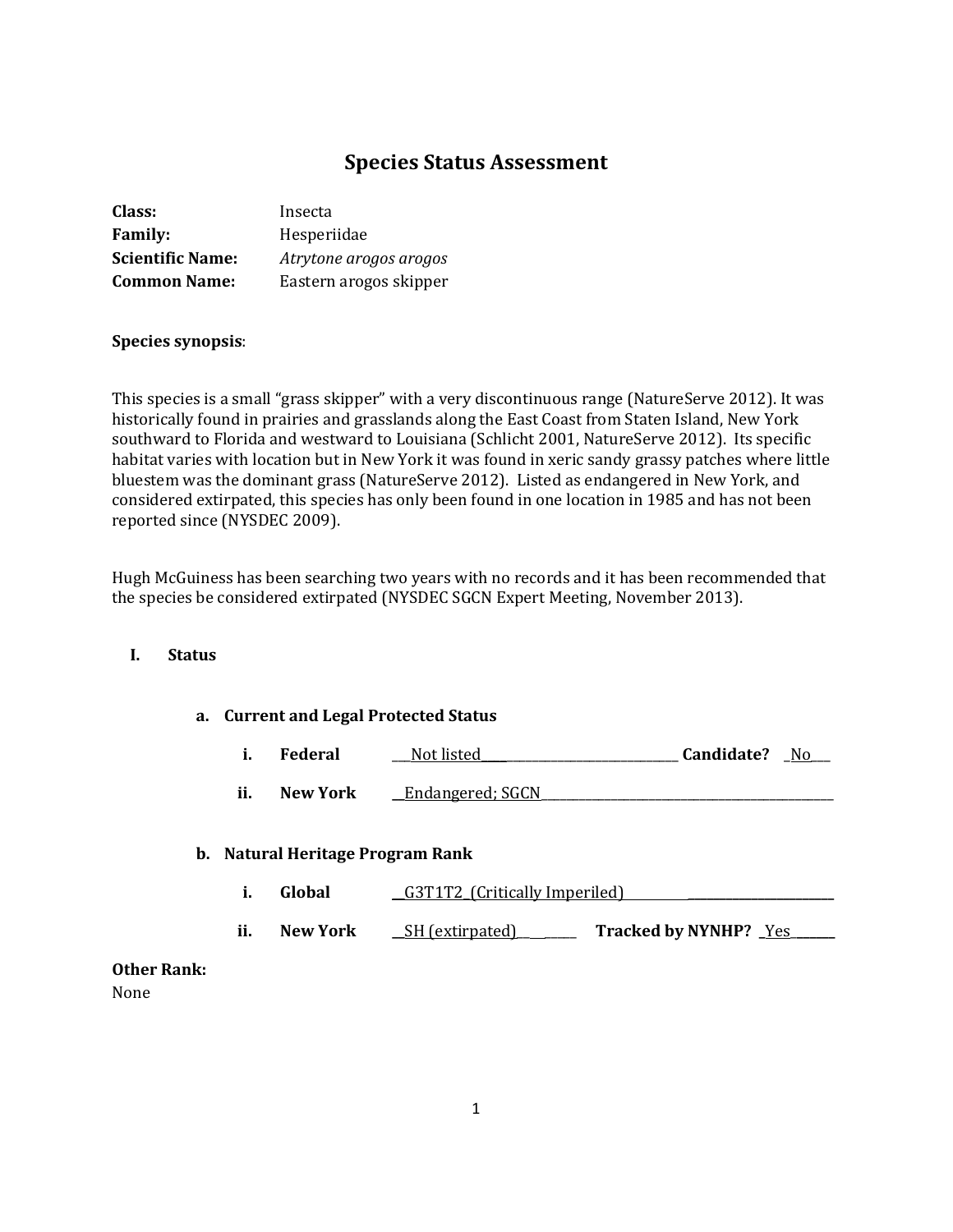# Species Status Assessment

**Class:** Insecta
**Family:** Hesperiidae
**Scientific Name:** *Atrytone arogos arogos*
**Common Name:** Eastern arogos skipper

**Species synopsis**:

This species is a small "grass skipper" with a very discontinuous range (NatureServe 2012). It was historically found in prairies and grasslands along the East Coast from Staten Island, New York southward to Florida and westward to Louisiana (Schlicht 2001, NatureServe 2012). Its specific habitat varies with location but in New York it was found in xeric sandy grassy patches where little bluestem was the dominant grass (NatureServe 2012). Listed as endangered in New York, and considered extirpated, this species has only been found in one location in 1985 and has not been reported since (NYSDEC 2009).

Hugh McGuiness has been searching two years with no records and it has been recommended that the species be considered extirpated (NYSDEC SGCN Expert Meeting, November 2013).

## I. Status

### a. Current and Legal Protected Status

i. **Federal** ___Not listed___ **Candidate?** _No___

ii. **New York** __Endangered; SGCN__

### b. Natural Heritage Program Rank

i. **Global** __G3T1T2_(Critically Imperiled)__

ii. **New York** __SH (extirpated)__ **Tracked by NYNHP?** _Yes___

**Other Rank:**
None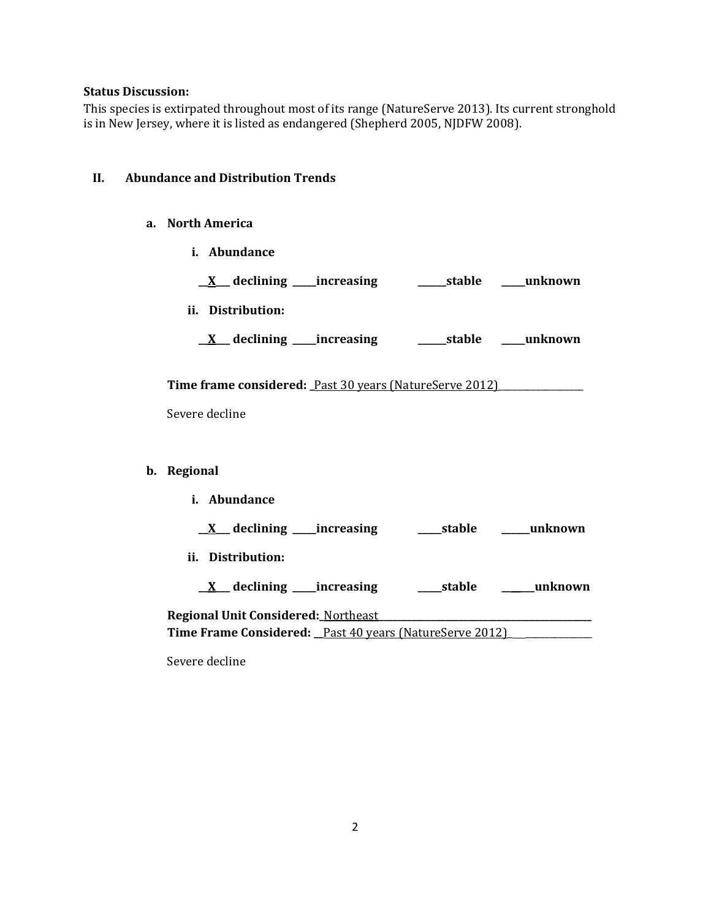**Status Discussion:**
This species is extirpated throughout most of its range (NatureServe 2013). Its current stronghold is in New Jersey, where it is listed as endangered (Shepherd 2005, NJDFW 2008).

## II. Abundance and Distribution Trends

### a. North America

**i. Abundance**

**\_\_X\_\_ declining \_\_\_\_\_increasing \_\_\_\_\_\_stable \_\_\_\_\_unknown**

**ii. Distribution:**

**\_\_X\_\_ declining \_\_\_\_\_increasing \_\_\_\_\_\_stable \_\_\_\_\_unknown**

**Time frame considered:** _Past 30 years (NatureServe 2012)_\_\_\_\_\_\_\_\_\_\_\_\_\_\_\_\_\_\_

Severe decline

### b. Regional

**i. Abundance**

**\_\_X\_\_ declining \_\_\_\_\_increasing \_\_\_\_\_stable \_\_\_\_\_\_unknown**

**ii. Distribution:**

**\_\_X\_\_ declining \_\_\_\_\_increasing \_\_\_\_\_stable \_\_\_\_\_\_unknown**

**Regional Unit Considered:** Northeast\_\_\_\_\_\_\_\_\_\_\_\_\_\_\_\_\_\_\_\_\_\_\_\_\_\_\_\_\_\_\_\_\_\_\_\_\_\_\_\_\_\_\_\_\_
**Time Frame Considered:** \_\_Past 40 years (NatureServe 2012)\_\_\_\_\_\_\_\_\_\_\_\_\_\_\_\_\_\_

Severe decline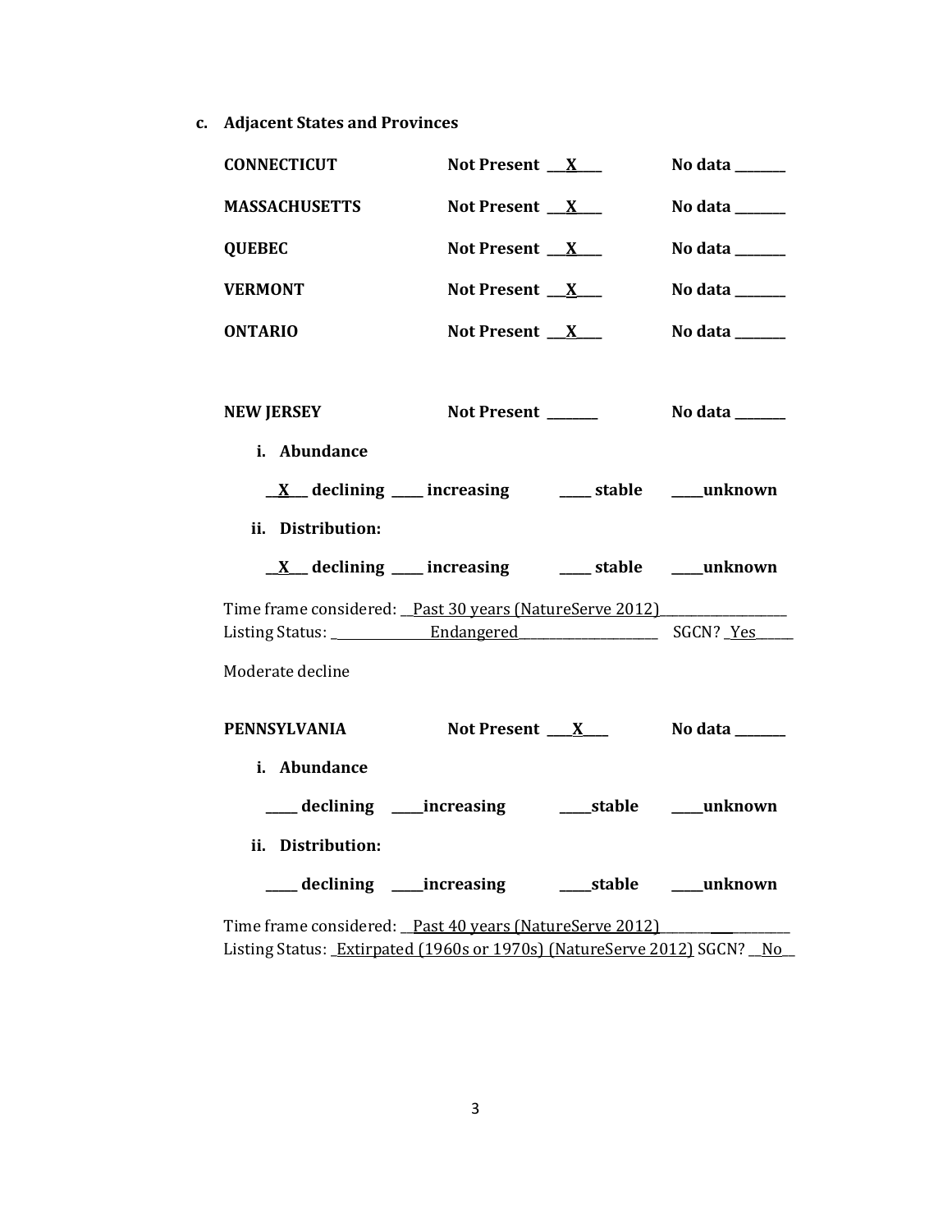**c. Adjacent States and Provinces**

**CONNECTICUT** **Not Present \_\_X\_\_** **No data \_\_\_\_\_\_**

**MASSACHUSETTS** **Not Present \_\_X\_\_** **No data \_\_\_\_\_\_**

**QUEBEC** **Not Present \_\_X\_\_** **No data \_\_\_\_\_\_**

**VERMONT** **Not Present \_\_X\_\_** **No data \_\_\_\_\_\_**

**ONTARIO** **Not Present \_\_X\_\_** **No data \_\_\_\_\_\_**

**NEW JERSEY** **Not Present \_\_\_\_\_\_** **No data \_\_\_\_\_\_**

**i. Abundance**

**\_\_X\_\_ declining \_\_\_\_ increasing \_\_\_\_ stable \_\_\_\_unknown**

**ii. Distribution:**

**\_\_X\_\_ declining \_\_\_\_ increasing \_\_\_\_ stable \_\_\_\_unknown**

Time frame considered: \_\_Past 30 years (NatureServe 2012)\_\_\_\_\_\_\_\_\_\_\_\_\_\_\_\_
Listing Status: \_\_\_\_\_\_\_\_\_\_\_\_\_\_Endangered\_\_\_\_\_\_\_\_\_\_\_\_\_\_\_\_\_\_\_\_ SGCN? \_Yes\_\_\_\_\_

Moderate decline

**PENNSYLVANIA** **Not Present \_\_\_X\_\_\_** **No data \_\_\_\_\_\_**

**i. Abundance**

**\_\_\_\_ declining \_\_\_\_increasing \_\_\_\_stable \_\_\_\_unknown**

**ii. Distribution:**

**\_\_\_\_ declining \_\_\_\_increasing \_\_\_\_stable \_\_\_\_unknown**

Time frame considered: \_\_Past 40 years (NatureServe 2012)\_\_\_\_\_\_\_\_\_\_\_\_\_\_\_\_
Listing Status: \_Extirpated (1960s or 1970s) (NatureServe 2012) SGCN? \_\_No\_\_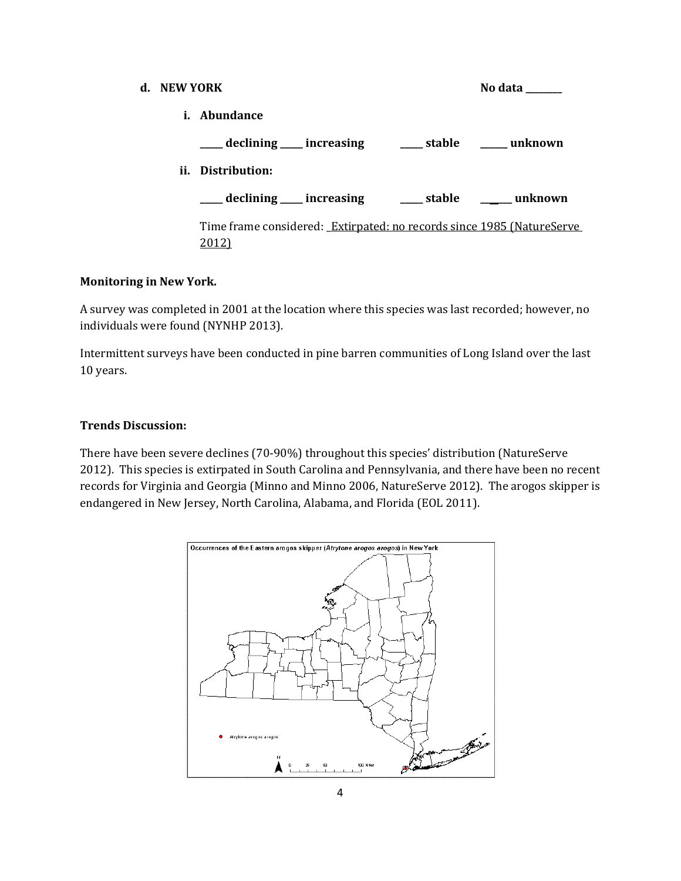**d. NEW YORK** **No data ________**

**i. Abundance**

**_____ declining _____ increasing _____ stable ______ unknown**

**ii. Distribution:**

**_____ declining _____ increasing _____ stable ______ unknown**

Time frame considered: Extirpated: no records since 1985 (NatureServe 2012)

**Monitoring in New York.**

A survey was completed in 2001 at the location where this species was last recorded; however, no individuals were found (NYNHP 2013).

Intermittent surveys have been conducted in pine barren communities of Long Island over the last 10 years.

**Trends Discussion:**

There have been severe declines (70-90%) throughout this species' distribution (NatureServe 2012). This species is extirpated in South Carolina and Pennsylvania, and there have been no recent records for Virginia and Georgia (Minno and Minno 2006, NatureServe 2012). The arogos skipper is endangered in New Jersey, North Carolina, Alabama, and Florida (EOL 2011).

Occurrences of the Eastern arogos skipper (*Atrytone arogos arogos*) in New York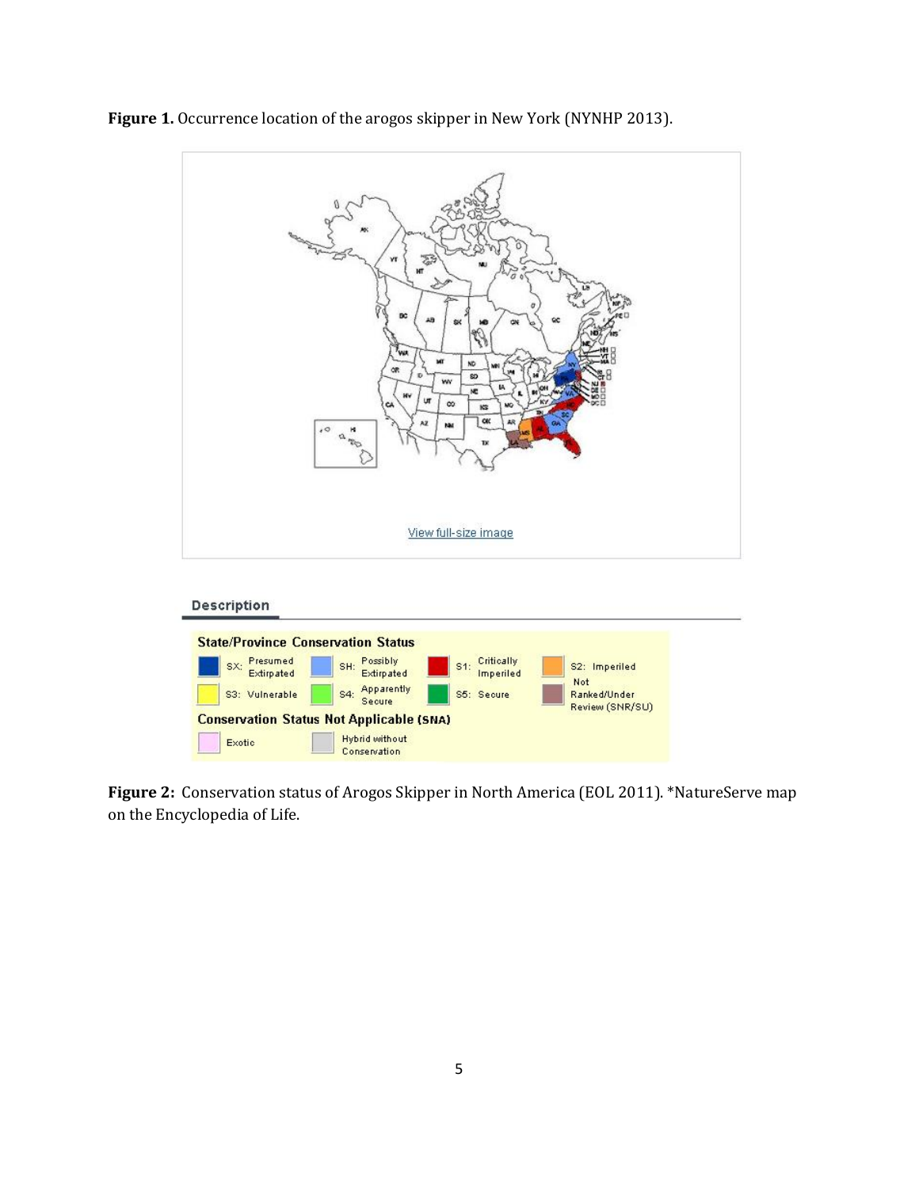**Figure 1.** Occurrence location of the arogos skipper in New York (NYNHP 2013).

View full-size image

Description

**State/Province Conservation Status**

| | | | |
|---|---|---|---|
| SX: Presumed Extirpated | SH: Possibly Extirpated | S1: Critically Imperiled | S2: Imperiled |
| S3: Vulnerable | S4: Apparently Secure | S5: Secure | Not Ranked/Under Review (SNR/SU) |

**Conservation Status Not Applicable (SNA)**

| | |
|---|---|
| Exotic | Hybrid without Conservation |

**Figure 2:** Conservation status of Arogos Skipper in North America (EOL 2011). *NatureServe map on the Encyclopedia of Life.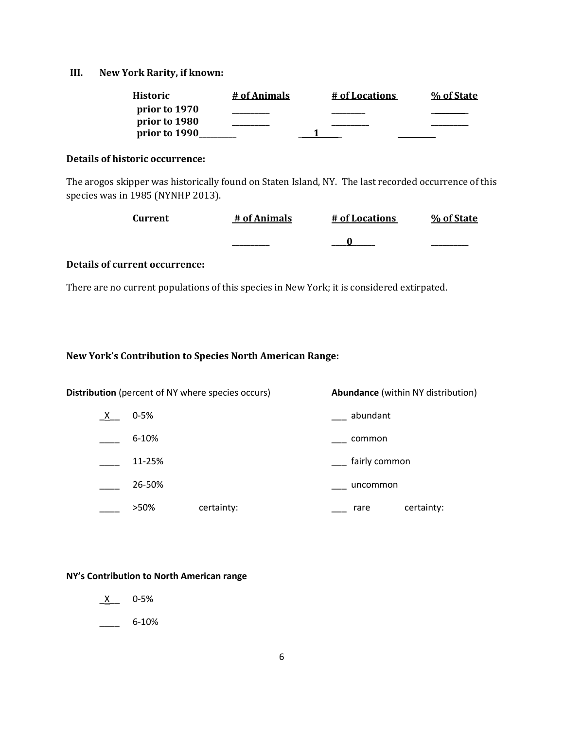## III. New York Rarity, if known:

| Historic | # of Animals | # of Locations | % of State |
|---|---|---|---|
| prior to 1970 | _______ | _______ | _______ |
| prior to 1980 | _______ | _______ | _______ |
| prior to 1990 | _______ | 1 | _______ |

### Details of historic occurrence:

The arogos skipper was historically found on Staten Island, NY. The last recorded occurrence of this species was in 1985 (NYNHP 2013).

| Current | # of Animals | # of Locations | % of State |
|---|---|---|---|
| | _______ | 0 | _______ |

### Details of current occurrence:

There are no current populations of this species in New York; it is considered extirpated.

### New York's Contribution to Species North American Range:

| **Distribution** (percent of NY where species occurs) | | **Abundance** (within NY distribution) | |
|---|---|---|---|
| _X_ | 0-5% | ___ | abundant |
| ____ | 6-10% | ___ | common |
| ____ | 11-25% | ___ | fairly common |
| ____ | 26-50% | ___ | uncommon |
| ____ | >50% certainty: | ___ | rare certainty: |

**NY's Contribution to North American range**

_X_ 0-5%

____ 6-10%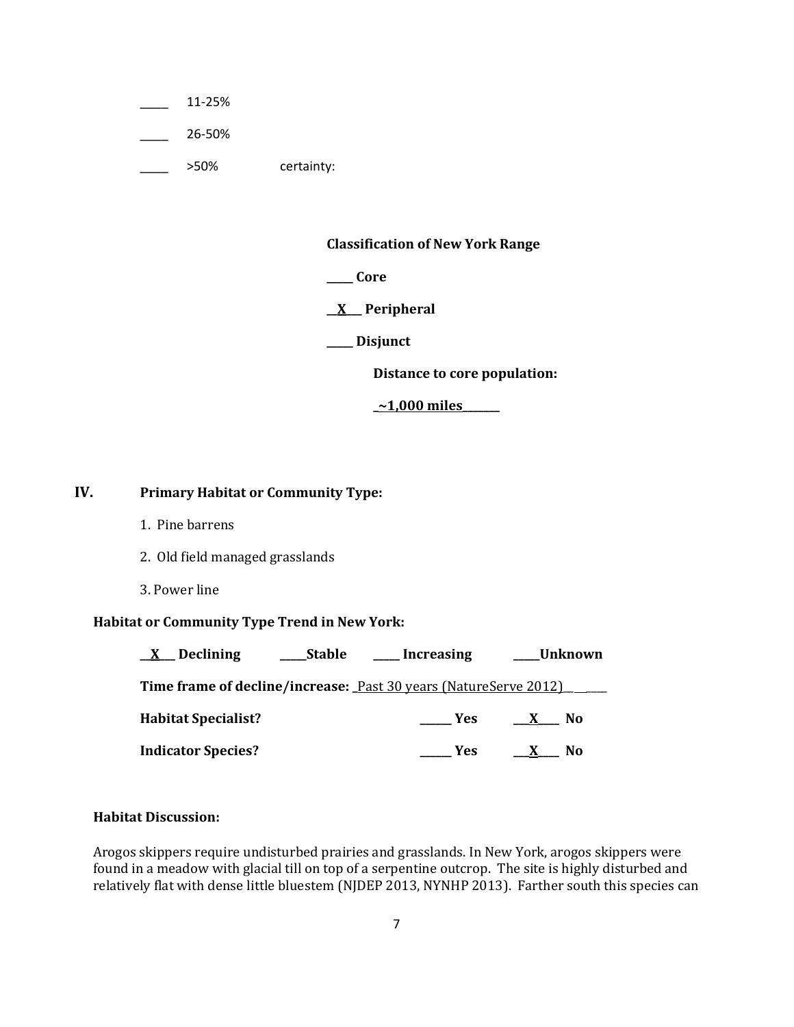_____ 11-25%

_____ 26-50%

_____ >50% certainty:

**Classification of New York Range**

**_____ Core**

**__X___ Peripheral**

**_____ Disjunct**

**Distance to core population:**

**_~1,000 miles_______**

## IV. Primary Habitat or Community Type:

1. Pine barrens
2. Old field managed grasslands
3. Power line

**Habitat or Community Type Trend in New York:**

**__X___ Declining _____Stable _____ Increasing _____Unknown**

**Time frame of decline/increase:** _Past 30 years (NatureServe 2012)_______

**Habitat Specialist?** ______ Yes ___X____ No

**Indicator Species?** ______ Yes ___X____ No

**Habitat Discussion:**

Arogos skippers require undisturbed prairies and grasslands. In New York, arogos skippers were found in a meadow with glacial till on top of a serpentine outcrop. The site is highly disturbed and relatively flat with dense little bluestem (NJDEP 2013, NYNHP 2013). Farther south this species can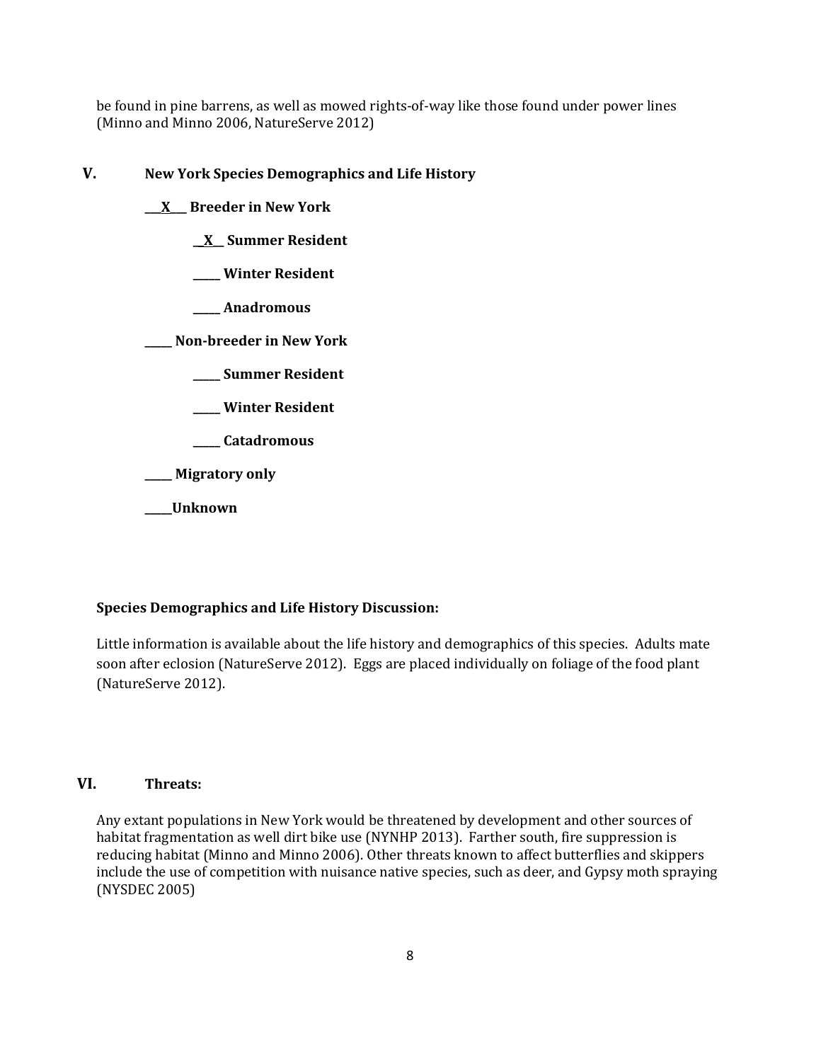be found in pine barrens, as well as mowed rights-of-way like those found under power lines (Minno and Minno 2006, NatureServe 2012)

## V. New York Species Demographics and Life History

**\_\_\_X\_\_\_ Breeder in New York**

  **\_\_X\_\_ Summer Resident**

  **\_\_\_\_\_ Winter Resident**

  **\_\_\_\_\_ Anadromous**

**\_\_\_\_\_ Non-breeder in New York**

  **\_\_\_\_\_ Summer Resident**

  **\_\_\_\_\_ Winter Resident**

  **\_\_\_\_\_ Catadromous**

**\_\_\_\_\_ Migratory only**

**\_\_\_\_\_Unknown**

**Species Demographics and Life History Discussion:**

Little information is available about the life history and demographics of this species. Adults mate soon after eclosion (NatureServe 2012). Eggs are placed individually on foliage of the food plant (NatureServe 2012).

## VI. Threats:

Any extant populations in New York would be threatened by development and other sources of habitat fragmentation as well dirt bike use (NYNHP 2013). Farther south, fire suppression is reducing habitat (Minno and Minno 2006). Other threats known to affect butterflies and skippers include the use of competition with nuisance native species, such as deer, and Gypsy moth spraying (NYSDEC 2005)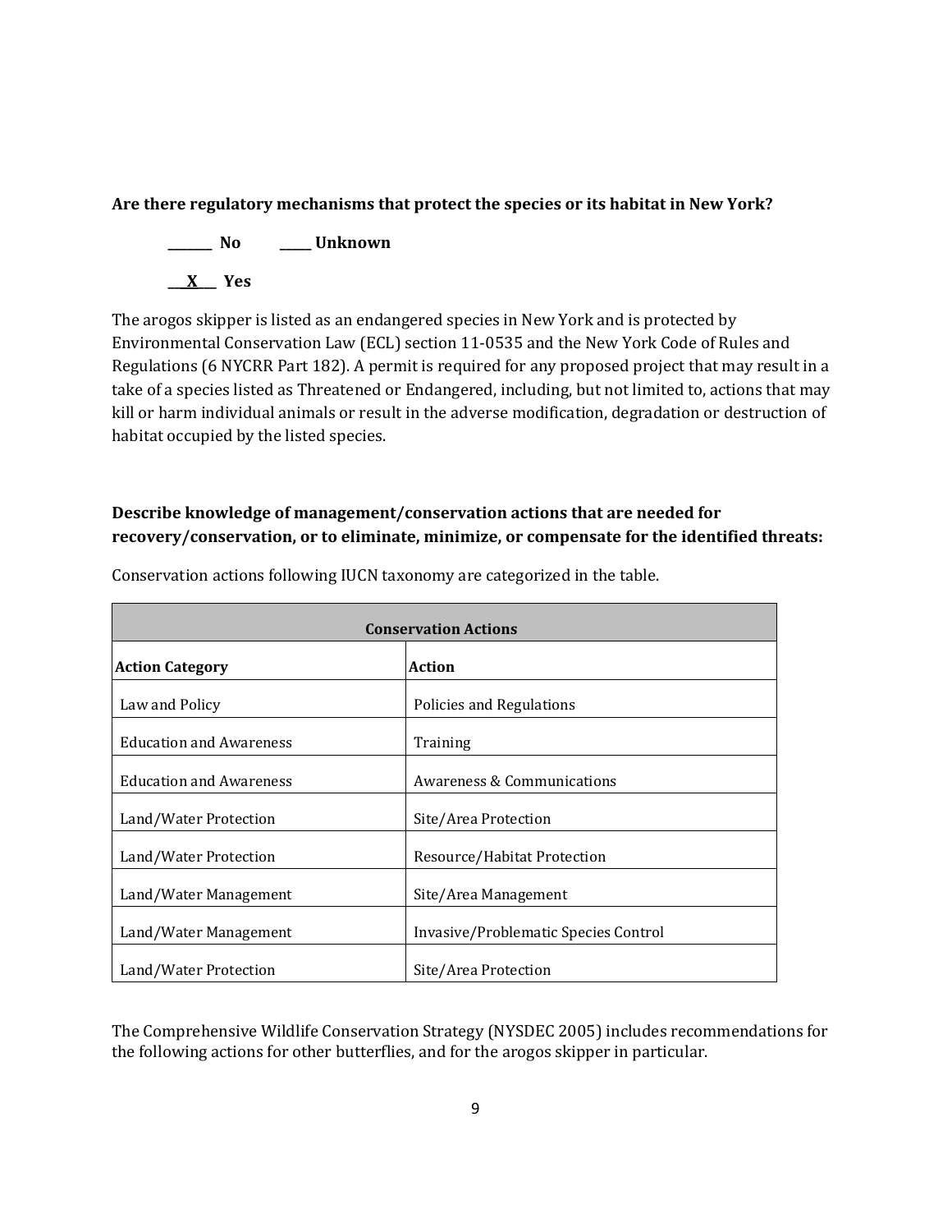**Are there regulatory mechanisms that protect the species or its habitat in New York?**

**_______ No _____ Unknown**

**__X___ Yes**

The arogos skipper is listed as an endangered species in New York and is protected by Environmental Conservation Law (ECL) section 11-0535 and the New York Code of Rules and Regulations (6 NYCRR Part 182). A permit is required for any proposed project that may result in a take of a species listed as Threatened or Endangered, including, but not limited to, actions that may kill or harm individual animals or result in the adverse modification, degradation or destruction of habitat occupied by the listed species.

**Describe knowledge of management/conservation actions that are needed for recovery/conservation, or to eliminate, minimize, or compensate for the identified threats:**

Conservation actions following IUCN taxonomy are categorized in the table.

| **Conservation Actions** | |
|---|---|
| **Action Category** | **Action** |
| Law and Policy | Policies and Regulations |
| Education and Awareness | Training |
| Education and Awareness | Awareness & Communications |
| Land/Water Protection | Site/Area Protection |
| Land/Water Protection | Resource/Habitat Protection |
| Land/Water Management | Site/Area Management |
| Land/Water Management | Invasive/Problematic Species Control |
| Land/Water Protection | Site/Area Protection |

The Comprehensive Wildlife Conservation Strategy (NYSDEC 2005) includes recommendations for the following actions for other butterflies, and for the arogos skipper in particular.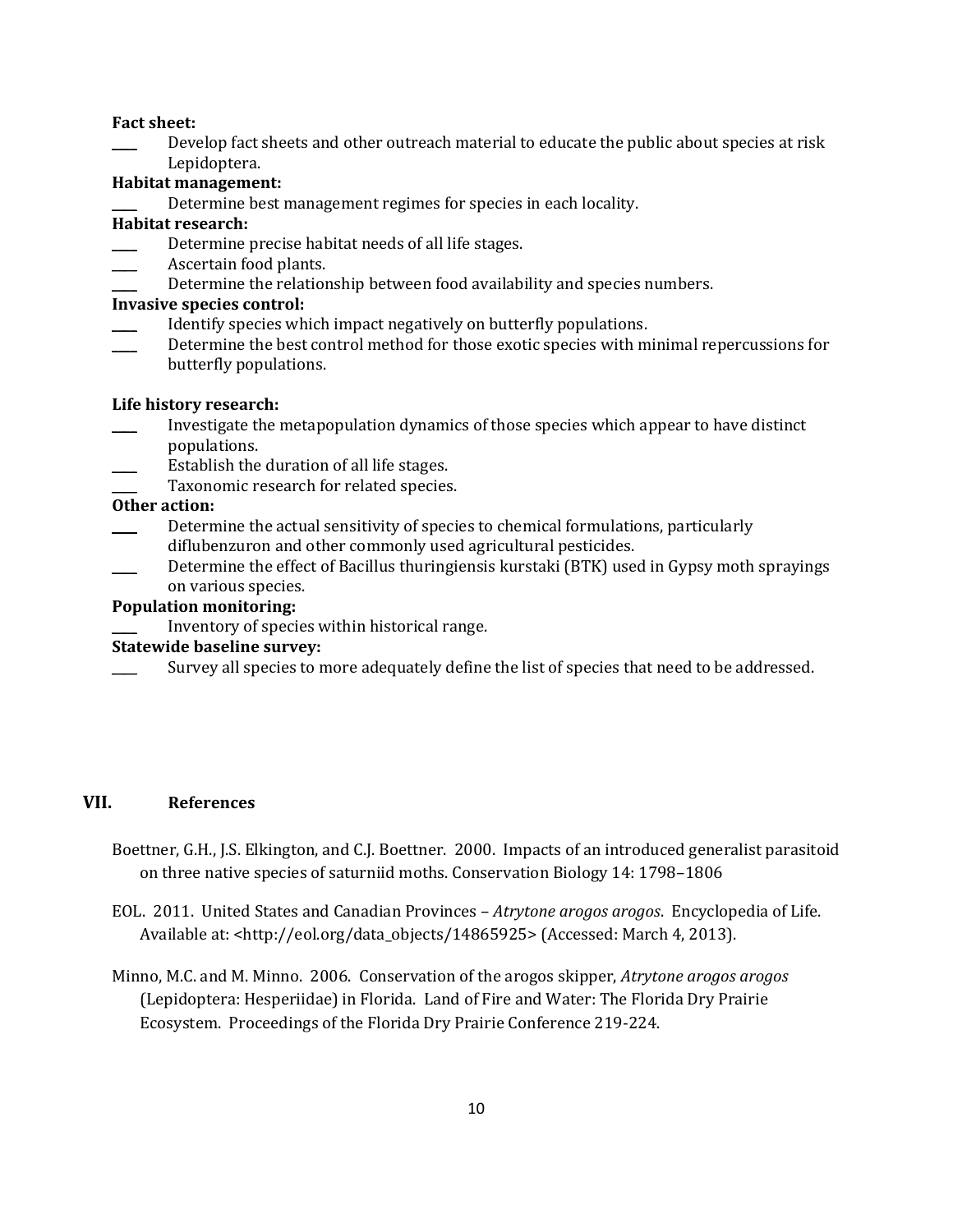**Fact sheet:**

____ Develop fact sheets and other outreach material to educate the public about species at risk Lepidoptera.

**Habitat management:**

____ Determine best management regimes for species in each locality.

**Habitat research:**

____ Determine precise habitat needs of all life stages.

____ Ascertain food plants.

____ Determine the relationship between food availability and species numbers.

**Invasive species control:**

____ Identify species which impact negatively on butterfly populations.

____ Determine the best control method for those exotic species with minimal repercussions for butterfly populations.

**Life history research:**

____ Investigate the metapopulation dynamics of those species which appear to have distinct populations.

____ Establish the duration of all life stages.

____ Taxonomic research for related species.

**Other action:**

____ Determine the actual sensitivity of species to chemical formulations, particularly diflubenzuron and other commonly used agricultural pesticides.

____ Determine the effect of Bacillus thuringiensis kurstaki (BTK) used in Gypsy moth sprayings on various species.

**Population monitoring:**

____ Inventory of species within historical range.

**Statewide baseline survey:**

____ Survey all species to more adequately define the list of species that need to be addressed.

## VII. References

Boettner, G.H., J.S. Elkington, and C.J. Boettner. 2000. Impacts of an introduced generalist parasitoid on three native species of saturniid moths. Conservation Biology 14: 1798–1806

EOL. 2011. United States and Canadian Provinces – *Atrytone arogos arogos*. Encyclopedia of Life. Available at: <http://eol.org/data_objects/14865925> (Accessed: March 4, 2013).

Minno, M.C. and M. Minno. 2006. Conservation of the arogos skipper, *Atrytone arogos arogos* (Lepidoptera: Hesperiidae) in Florida. Land of Fire and Water: The Florida Dry Prairie Ecosystem. Proceedings of the Florida Dry Prairie Conference 219-224.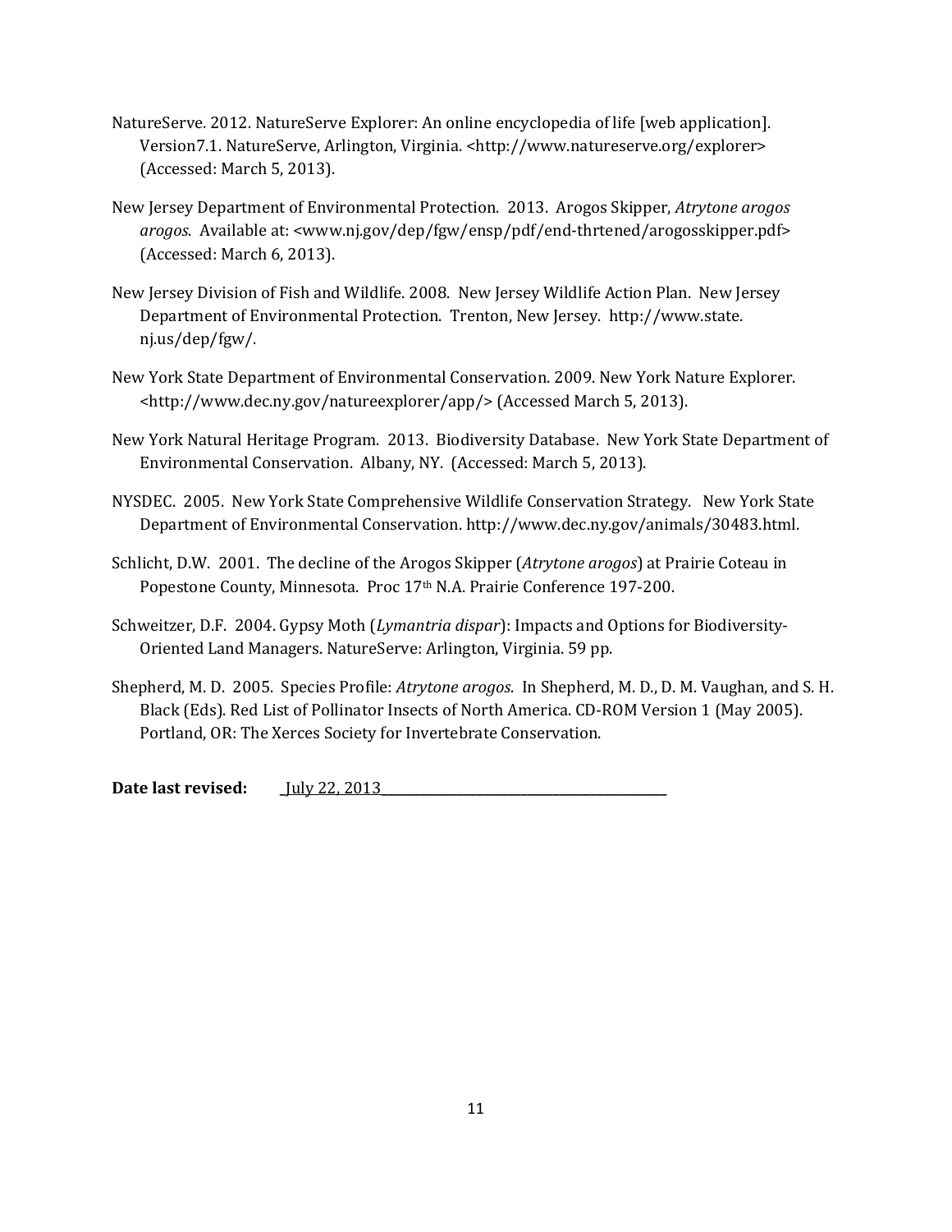NatureServe. 2012. NatureServe Explorer: An online encyclopedia of life [web application]. Version7.1. NatureServe, Arlington, Virginia. <http://www.natureserve.org/explorer> (Accessed: March 5, 2013).

New Jersey Department of Environmental Protection. 2013. Arogos Skipper, *Atrytone arogos arogos*. Available at: <www.nj.gov/dep/fgw/ensp/pdf/end-thrtened/arogosskipper.pdf> (Accessed: March 6, 2013).

New Jersey Division of Fish and Wildlife. 2008. New Jersey Wildlife Action Plan. New Jersey Department of Environmental Protection. Trenton, New Jersey. http://www.state.nj.us/dep/fgw/.

New York State Department of Environmental Conservation. 2009. New York Nature Explorer. <http://www.dec.ny.gov/natureexplorer/app/> (Accessed March 5, 2013).

New York Natural Heritage Program. 2013. Biodiversity Database. New York State Department of Environmental Conservation. Albany, NY. (Accessed: March 5, 2013).

NYSDEC. 2005. New York State Comprehensive Wildlife Conservation Strategy. New York State Department of Environmental Conservation. http://www.dec.ny.gov/animals/30483.html.

Schlicht, D.W. 2001. The decline of the Arogos Skipper (*Atrytone arogos*) at Prairie Coteau in Popestone County, Minnesota. Proc 17th N.A. Prairie Conference 197-200.

Schweitzer, D.F. 2004. Gypsy Moth (*Lymantria dispar*): Impacts and Options for Biodiversity-Oriented Land Managers. NatureServe: Arlington, Virginia. 59 pp.

Shepherd, M. D. 2005. Species Profile: *Atrytone arogos*. In Shepherd, M. D., D. M. Vaughan, and S. H. Black (Eds). Red List of Pollinator Insects of North America. CD-ROM Version 1 (May 2005). Portland, OR: The Xerces Society for Invertebrate Conservation.

**Date last revised:** July 22, 2013